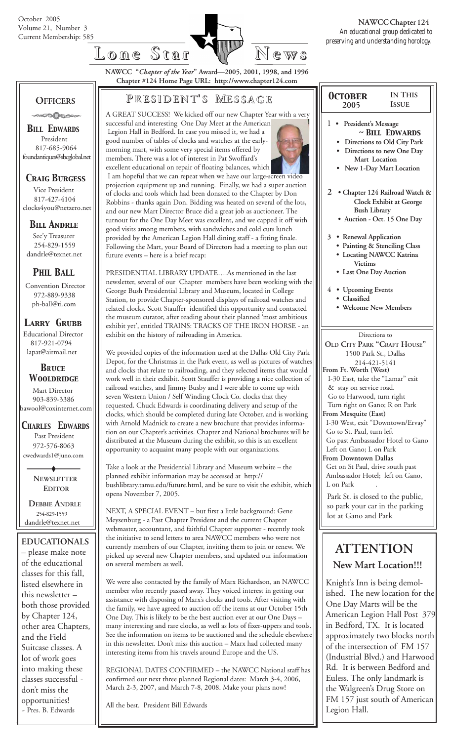October 2005
Volume 21, Number 3
Current Membership: 585

# Lone Star News

**NAWCC Chapter 124**
*An educational group dedicated to preserving and understanding horology.*

**NAWCC "*Chapter of the Year*" Award—2005, 2001, 1998, and 1996**
**Chapter #124 Home Page URL: http://www.chapter124.com**

## President's Message

A GREAT SUCCESS! We kicked off our new Chapter Year with a very successful and interesting One Day Meet at the American Legion Hall in Bedford. In case you missed it, we had a good number of tables of clocks and watches at the early-morning mart, with some very special items offered by members. There was a lot of interest in Pat Swoffard's excellent educational on repair of floating balances, which I am hopeful that we can repeat when we have our large-screen video projection equipment up and running. Finally, we had a super auction of clocks and tools which had been donated to the Chapter by Don Robbins - thanks again Don. Bidding was heated on several of the lots, and our new Mart Director Bruce did a great job as auctioneer. The turnout for the One Day Meet was excellent, and we capped it off with good visits among members, with sandwiches and cold cuts lunch provided by the American Legion Hall dining staff - a fitting finale. Following the Mart, your Board of Directors had a meeting to plan out future events – here is a brief recap:

PRESIDENTIAL LIBRARY UPDATE….As mentioned in the last newsletter, several of our Chapter members have been working with the George Bush Presidential Library and Museum, located in College Station, to provide Chapter-sponsored displays of railroad watches and related clocks. Scott Stauffer identified this opportunity and contacted the museum curator, after reading about their planned 'most ambitious exhibit yet', entitled TRAINS: TRACKS OF THE IRON HORSE - an exhibit on the history of railroading in America.

We provided copies of the information used at the Dallas Old City Park Depot, for the Christmas in the Park event, as well as pictures of watches and clocks that relate to railroading, and they selected items that would work well in their exhibit. Scott Stauffer is providing a nice collection of railroad watches, and Jimmy Busby and I were able to come up with seven Western Union / Self Winding Clock Co. clocks that they requested. Chuck Edwards is coordinating delivery and setup of the clocks, which should be completed during late October, and is working with Arnold Madnick to create a new brochure that provides information on our Chapter's activities. Chapter and National brochures will be distributed at the Museum during the exhibit, so this is an excellent opportunity to acquaint many people with our organizations.

Take a look at the Presidential Library and Museum website – the planned exhibit information may be accessed at http://bushlibrary.tamu.edu/future.html, and be sure to visit the exhibit, which opens November 7, 2005.

NEXT, A SPECIAL EVENT – but first a little background: Gene Meysenburg - a Past Chapter President and the current Chapter webmaster, accountant, and faithful Chapter supporter - recently took the initiative to send letters to area NAWCC members who were not currently members of our Chapter, inviting them to join or renew. We picked up several new Chapter members, and updated our information on several members as well.

We were also contacted by the family of Marx Richardson, an NAWCC member who recently passed away. They voiced interest in getting our assistance with disposing of Marx's clocks and tools. After visiting with the family, we have agreed to auction off the items at our October 15th One Day. This is likely to be the best auction ever at our One Days – many interesting and rare clocks, as well as lots of fixer-uppers and tools. See the information on items to be auctioned and the schedule elsewhere in this newsletter. Don't miss this auction – Marx had collected many interesting items from his travels around Europe and the US.

REGIONAL DATES CONFIRMED – the NAWCC National staff has confirmed our next three planned Regional dates: March 3-4, 2006, March 2-3, 2007, and March 7-8, 2008. Make your plans now!

All the best. President Bill Edwards

## Officers

**Bill Edwards**
President
817-685-9064
foundantiques@sbcglobal.net

**Craig Burgess**
Vice President
817-427-4104
clocks4you@netzero.net

**Bill Andrle**
Sec'y Treasurer
254-829-1559
dandrle@texnet.net

**Phil Ball**
Convention Director
972-889-9338
ph-ball@ti.com

**Larry Grubb**
Educational Director
817-921-0794
lapat@airmail.net

**Bruce Wooldridge**
Mart Director
903-839-3386
bawool@coxinternet.com

**Charles Edwards**
Past President
972-576-8063
cwedwards1@juno.com

**Newsletter Editor**

**Debbie Andrle**
254-829-1559
dandrle@texnet.net

## EDUCATIONALS

– please make note of the educational classes for this fall, listed elsewhere in this newsletter – both those provided by Chapter 124, other area Chapters, and the Field Suitcase classes. A lot of work goes into making these classes successful - don't miss the opportunities!
- Pres. B. Edwards

## October 2005 — In This Issue

1
- **President's Message ~ Bill Edwards**
- **Directions to Old City Park**
- **Directions to new One Day Mart Location**
- **New 1-Day Mart Location**

2
- **Chapter 124 Railroad Watch & Clock Exhibit at George Bush Library**
- **Auction - Oct. 15 One Day**

3
- **Renewal Application**
- **Painting & Stenciling Class**
- **Locating NAWCC Katrina Victims**
- **Last One Day Auction**

4
- **Upcoming Events**
- **Classified**
- **Welcome New Members**

## Directions to Old City Park "Craft House"

1500 Park St., Dallas
214-421-5141

**From Ft. Worth (West)**
I-30 East, take the "Lamar" exit & stay on service road.
Go to Harwood, turn right
Turn right on Gano; R on Park

**From Mesquite (East)**
I-30 West, exit "Downtown/Ervay"
Go to St. Paul, turn left
Go past Ambassador Hotel to Gano
Left on Gano; L on Park

**From Downtown Dallas**
Get on St Paul, drive south past Ambassador Hotel; left on Gano, L on Park

Park St. is closed to the public, so park your car in the parking lot at Gano and Park

## ATTENTION

### New Mart Location!!!

Knight's Inn is being demolished. The new location for the One Day Marts will be the American Legion Hall Post 379 in Bedford, TX. It is located approximately two blocks north of the intersection of FM 157 (Industrial Blvd.) and Harwood Rd. It is between Bedford and Euless. The only landmark is the Walgreen's Drug Store on FM 157 just south of American Legion Hall.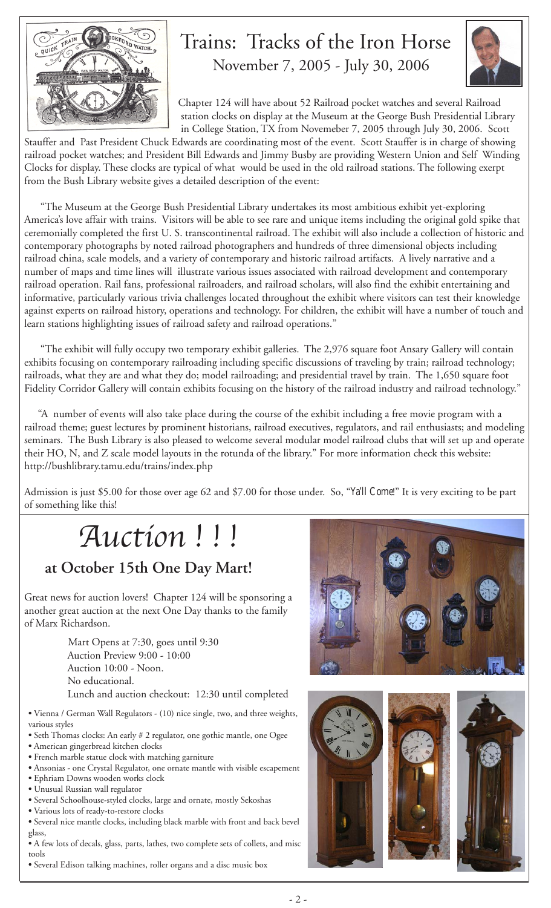# Trains: Tracks of the Iron Horse

## November 7, 2005 - July 30, 2006

Chapter 124 will have about 52 Railroad pocket watches and several Railroad station clocks on display at the Museum at the George Bush Presidential Library in College Station, TX from Novemeber 7, 2005 through July 30, 2006. Scott Stauffer and Past President Chuck Edwards are coordinating most of the event. Scott Stauffer is in charge of showing railroad pocket watches; and President Bill Edwards and Jimmy Busby are providing Western Union and Self Winding Clocks for display. These clocks are typical of what would be used in the old railroad stations. The following exerpt from the Bush Library website gives a detailed description of the event:

"The Museum at the George Bush Presidential Library undertakes its most ambitious exhibit yet-exploring America's love affair with trains. Visitors will be able to see rare and unique items including the original gold spike that ceremonially completed the first U. S. transcontinental railroad. The exhibit will also include a collection of historic and contemporary photographs by noted railroad photographers and hundreds of three dimensional objects including railroad china, scale models, and a variety of contemporary and historic railroad artifacts. A lively narrative and a number of maps and time lines will illustrate various issues associated with railroad development and contemporary railroad operation. Rail fans, professional railroaders, and railroad scholars, will also find the exhibit entertaining and informative, particularly various trivia challenges located throughout the exhibit where visitors can test their knowledge against experts on railroad history, operations and technology. For children, the exhibit will have a number of touch and learn stations highlighting issues of railroad safety and railroad operations."

"The exhibit will fully occupy two temporary exhibit galleries. The 2,976 square foot Ansary Gallery will contain exhibits focusing on contemporary railroading including specific discussions of traveling by train; railroad technology; railroads, what they are and what they do; model railroading; and presidential travel by train. The 1,650 square foot Fidelity Corridor Gallery will contain exhibits focusing on the history of the railroad industry and railroad technology."

"A number of events will also take place during the course of the exhibit including a free movie program with a railroad theme; guest lectures by prominent historians, railroad executives, regulators, and rail enthusiasts; and modeling seminars. The Bush Library is also pleased to welcome several modular model railroad clubs that will set up and operate their HO, N, and Z scale model layouts in the rotunda of the library." For more information check this website: http://bushlibrary.tamu.edu/trains/index.php

Admission is just $5.00 for those over age 62 and $7.00 for those under. So, "Ya'll Come!" It is very exciting to be part of something like this!

# *Auction ! ! !*

## at October 15th One Day Mart!

Great news for auction lovers! Chapter 124 will be sponsoring a another great auction at the next One Day thanks to the family of Marx Richardson.

Mart Opens at 7:30, goes until 9:30
Auction Preview 9:00 - 10:00
Auction 10:00 - Noon.
No educational.
Lunch and auction checkout: 12:30 until completed

- Vienna / German Wall Regulators - (10) nice single, two, and three weights, various styles
- Seth Thomas clocks: An early # 2 regulator, one gothic mantle, one Ogee
- American gingerbread kitchen clocks
- French marble statue clock with matching garniture
- Ansonias - one Crystal Regulator, one ornate mantle with visible escapement
- Ephriam Downs wooden works clock
- Unusual Russian wall regulator
- Several Schoolhouse-styled clocks, large and ornate, mostly Sekoshas
- Various lots of ready-to-restore clocks
- Several nice mantle clocks, including black marble with front and back bevel glass,
- A few lots of decals, glass, parts, lathes, two complete sets of collets, and misc tools
- Several Edison talking machines, roller organs and a disc music box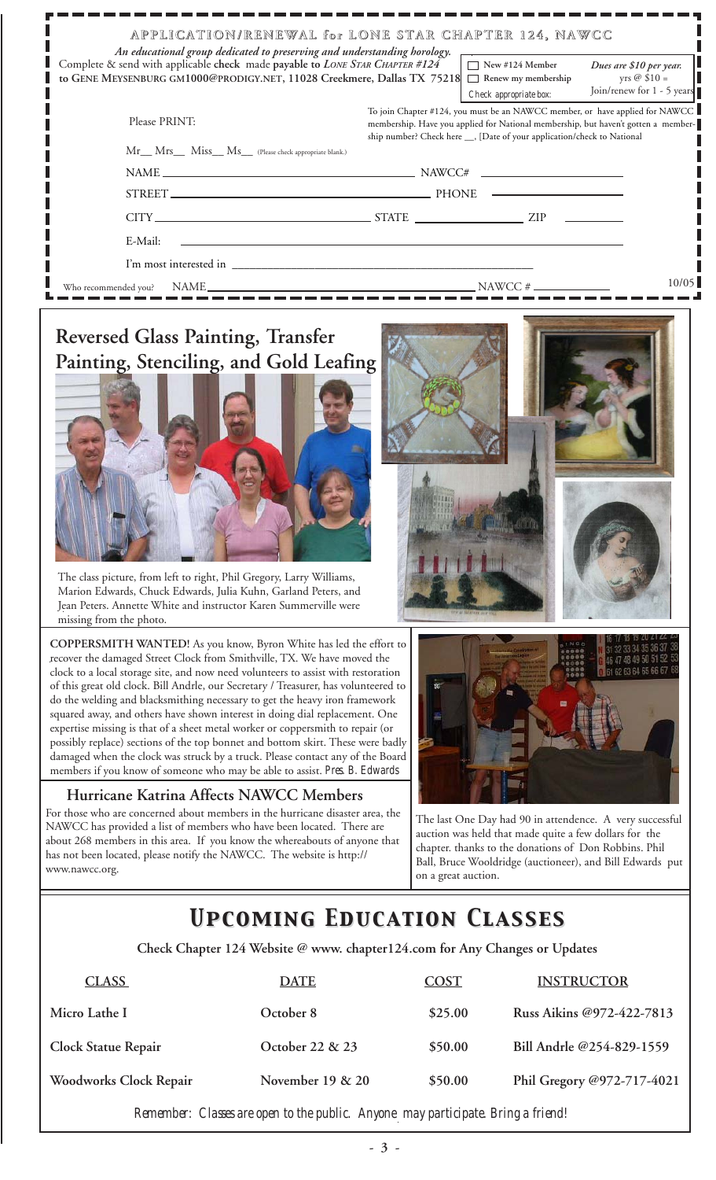# APPLICATION/RENEWAL for LONE STAR CHAPTER 124, NAWCC

*An educational group dedicated to preserving and understanding horology.*

Complete & send with applicable **check** made **payable to** ***Lone Star Chapter #124*** **to Gene Meysenburg GM1000@prodigy.net, 11028 Creekmere, Dallas TX 75218**

☐ New #124 Member
☐ Renew my membership
Check appropriate box:

*Dues are $10 per year.* yrs @ $10 = Join/renew for 1 - 5 years

Please PRINT:

To join Chapter #124, you must be an NAWCC member, or have applied for NAWCC membership. Have you applied for National membership, but haven't gotten a membership number? Check here __, [Date of your application/check to National

Mr__ Mrs__ Miss__ Ms__ (Please check appropriate blank.)

NAME ______________________ NAWCC# ______________

STREET ______________________ PHONE ______________

CITY ______________ STATE ______________ ZIP ______

E-Mail: ______________________

I'm most interested in ______________________

Who recommended you? NAME ______________________ NAWCC # ______________

10/05

## Reversed Glass Painting, Transfer Painting, Stenciling, and Gold Leafing

The class picture, from left to right, Phil Gregory, Larry Williams, Marion Edwards, Chuck Edwards, Julia Kuhn, Garland Peters, and Jean Peters. Annette White and instructor Karen Summerville were missing from the photo.

**COPPERSMITH WANTED!** As you know, Byron White has led the effort to recover the damaged Street Clock from Smithville, TX. We have moved the clock to a local storage site, and now need volunteers to assist with restoration of this great old clock. Bill Andrle, our Secretary / Treasurer, has volunteered to do the welding and blacksmithing necessary to get the heavy iron framework squared away, and others have shown interest in doing dial replacement. One expertise missing is that of a sheet metal worker or coppersmith to repair (or possibly replace) sections of the top bonnet and bottom skirt. These were badly damaged when the clock was struck by a truck. Please contact any of the Board members if you know of someone who may be able to assist. *Pres. B. Edwards*

The last One Day had 90 in attendance. A very successful auction was held that made quite a few dollars for the chapter. thanks to the donations of Don Robbins. Phil Ball, Bruce Wooldridge (auctioneer), and Bill Edwards put on a great auction.

## Hurricane Katrina Affects NAWCC Members

For those who are concerned about members in the hurricane disaster area, the NAWCC has provided a list of members who have been located. There are about 268 members in this area. If you know the whereabouts of anyone that has not been located, please notify the NAWCC. The website is http://www.nawcc.org.

# Upcoming Education Classes

**Check Chapter 124 Website @ www. chapter124.com for Any Changes or Updates**

| CLASS | DATE | COST | INSTRUCTOR |
|---|---|---|---|
| **Micro Lathe I** | **October 8** | **$25.00** | **Russ Aikins @972-422-7813** |
| **Clock Statue Repair** | **October 22 & 23** | **$50.00** | **Bill Andrle @254-829-1559** |
| **Woodworks Clock Repair** | **November 19 & 20** | **$50.00** | **Phil Gregory @972-717-4021** |

*Remember: Classes are open to the public. Anyone may participate. Bring a friend!*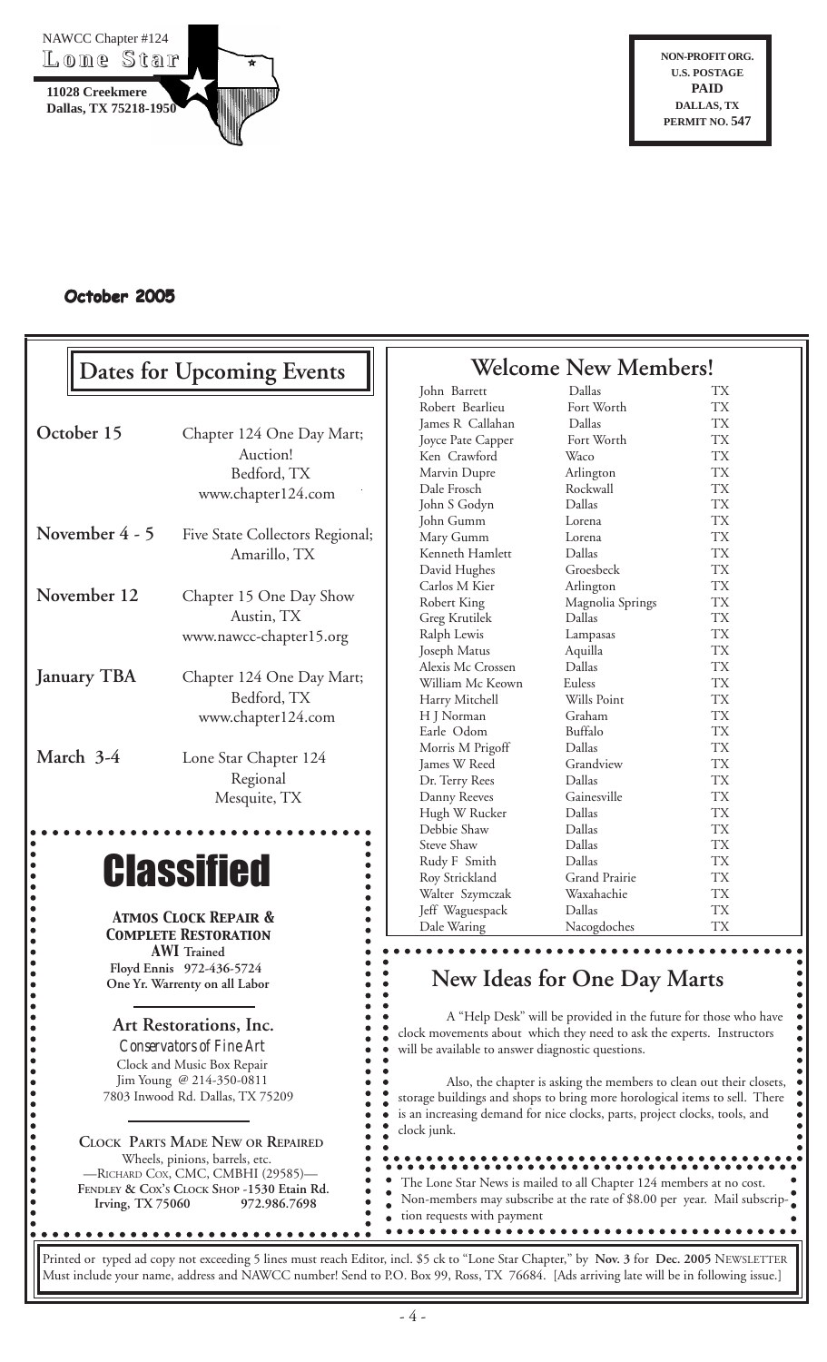NAWCC Chapter #124
**Lone Star**
**11028 Creekmere**
**Dallas, TX 75218-1950**

**NON-PROFIT ORG.**
**U.S. POSTAGE**
**PAID**
**DALLAS, TX**
**PERMIT NO. 547**

**October 2005**

## Dates for Upcoming Events

| | |
|---|---|
| **October 15** | Chapter 124 One Day Mart; Auction! Bedford, TX www.chapter124.com |
| **November 4 - 5** | Five State Collectors Regional; Amarillo, TX |
| **November 12** | Chapter 15 One Day Show Austin, TX www.nawcc-chapter15.org |
| **January TBA** | Chapter 124 One Day Mart; Bedford, TX www.chapter124.com |
| **March 3-4** | Lone Star Chapter 124 Regional Mesquite, TX |

# Classified

**ATMOS CLOCK REPAIR & COMPLETE RESTORATION**
**AWI Trained**
**Floyd Ennis 972-436-5724**
**One Yr. Warrenty on all Labor**

**Art Restorations, Inc.**
*Conservators of Fine Art*
Clock and Music Box Repair
Jim Young @ 214-350-0811
7803 Inwood Rd. Dallas, TX 75209

**CLOCK PARTS MADE NEW OR REPAIRED**
Wheels, pinions, barrels, etc.
—RICHARD COX, CMC, CMBHI (29585)—
**FENDLEY & COX'S CLOCK SHOP -1530 Etain Rd.**
**Irving, TX 75060 972.986.7698**

## Welcome New Members!

| | | |
|---|---|---|
| John Barrett | Dallas | TX |
| Robert Bearlieu | Fort Worth | TX |
| James R Callahan | Dallas | TX |
| Joyce Pate Capper | Fort Worth | TX |
| Ken Crawford | Waco | TX |
| Marvin Dupre | Arlington | TX |
| Dale Frosch | Rockwall | TX |
| John S Godyn | Dallas | TX |
| John Gumm | Lorena | TX |
| Mary Gumm | Lorena | TX |
| Kenneth Hamlett | Dallas | TX |
| David Hughes | Groesbeck | TX |
| Carlos M Kier | Arlington | TX |
| Robert King | Magnolia Springs | TX |
| Greg Krutilek | Dallas | TX |
| Ralph Lewis | Lampasas | TX |
| Joseph Matus | Aquilla | TX |
| Alexis Mc Crossen | Dallas | TX |
| William Mc Keown | Euless | TX |
| Harry Mitchell | Wills Point | TX |
| H J Norman | Graham | TX |
| Earle Odom | Buffalo | TX |
| Morris M Prigoff | Dallas | TX |
| James W Reed | Grandview | TX |
| Dr. Terry Rees | Dallas | TX |
| Danny Reeves | Gainesville | TX |
| Hugh W Rucker | Dallas | TX |
| Debbie Shaw | Dallas | TX |
| Steve Shaw | Dallas | TX |
| Rudy F Smith | Dallas | TX |
| Roy Strickland | Grand Prairie | TX |
| Walter Szymczak | Waxahachie | TX |
| Jeff Waguespack | Dallas | TX |
| Dale Waring | Nacogdoches | TX |

## New Ideas for One Day Marts

A "Help Desk" will be provided in the future for those who have clock movements about which they need to ask the experts. Instructors will be available to answer diagnostic questions.

Also, the chapter is asking the members to clean out their closets, storage buildings and shops to bring more horological items to sell. There is an increasing demand for nice clocks, parts, project clocks, tools, and clock junk.

The Lone Star News is mailed to all Chapter 124 members at no cost. Non-members may subscribe at the rate of $8.00 per year. Mail subscription requests with payment

Printed or typed ad copy not exceeding 5 lines must reach Editor, incl. $5 ck to "Lone Star Chapter," by **Nov. 3** for **Dec. 2005** NEWSLETTER Must include your name, address and NAWCC number! Send to P.O. Box 99, Ross, TX 76684. [Ads arriving late will be in following issue.]